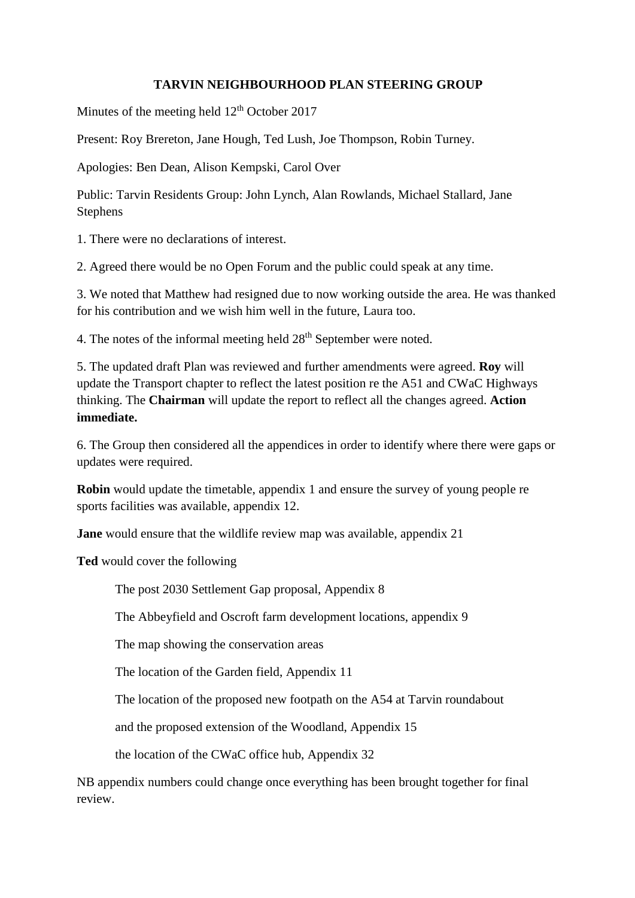# TARVIN NEIGHBOURHOOD PLAN STEERING GROUP

Minutes of the meeting held 12th October 2017

Present: Roy Brereton, Jane Hough, Ted Lush, Joe Thompson, Robin Turney.

Apologies: Ben Dean, Alison Kempski, Carol Over

Public: Tarvin Residents Group: John Lynch, Alan Rowlands, Michael Stallard, Jane Stephens

1. There were no declarations of interest.

2. Agreed there would be no Open Forum and the public could speak at any time.

3. We noted that Matthew had resigned due to now working outside the area. He was thanked for his contribution and we wish him well in the future, Laura too.

4. The notes of the informal meeting held 28th September were noted.

5. The updated draft Plan was reviewed and further amendments were agreed. **Roy** will update the Transport chapter to reflect the latest position re the A51 and CWaC Highways thinking. The **Chairman** will update the report to reflect all the changes agreed. **Action immediate.**

6. The Group then considered all the appendices in order to identify where there were gaps or updates were required.

**Robin** would update the timetable, appendix 1 and ensure the survey of young people re sports facilities was available, appendix 12.

**Jane** would ensure that the wildlife review map was available, appendix 21

**Ted** would cover the following

> The post 2030 Settlement Gap proposal, Appendix 8
>
> The Abbeyfield and Oscroft farm development locations, appendix 9
>
> The map showing the conservation areas
>
> The location of the Garden field, Appendix 11
>
> The location of the proposed new footpath on the A54 at Tarvin roundabout
>
> and the proposed extension of the Woodland, Appendix 15
>
> the location of the CWaC office hub, Appendix 32

NB appendix numbers could change once everything has been brought together for final review.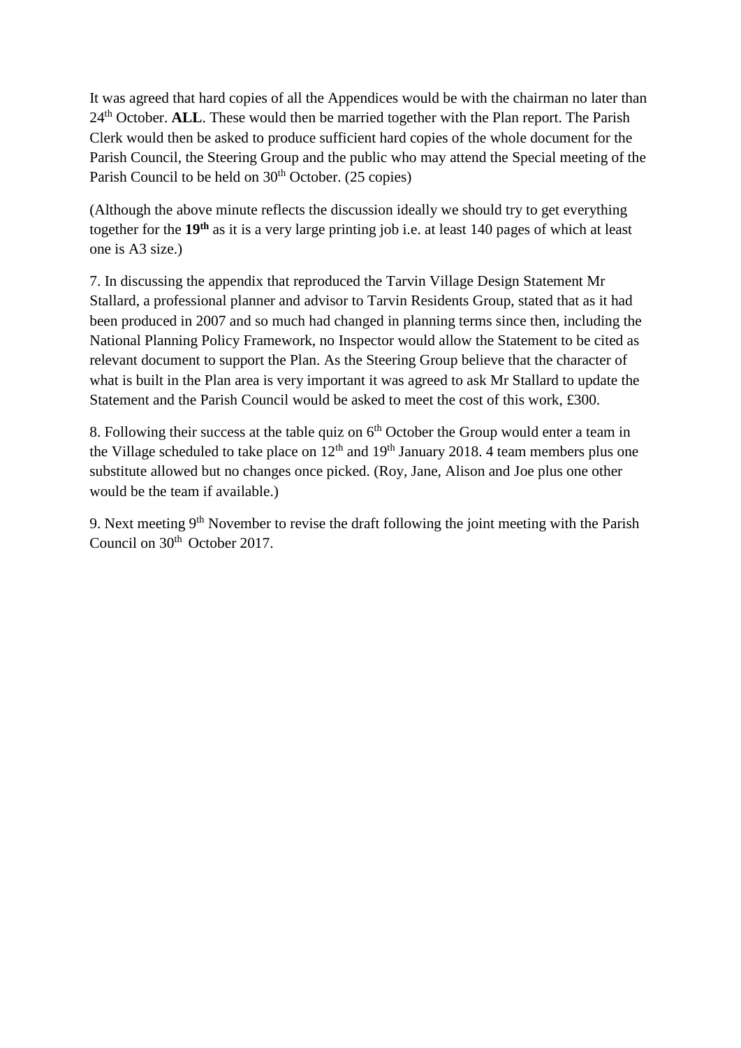It was agreed that hard copies of all the Appendices would be with the chairman no later than 24th October. **ALL**. These would then be married together with the Plan report. The Parish Clerk would then be asked to produce sufficient hard copies of the whole document for the Parish Council, the Steering Group and the public who may attend the Special meeting of the Parish Council to be held on 30th October. (25 copies)

(Although the above minute reflects the discussion ideally we should try to get everything together for the **19th** as it is a very large printing job i.e. at least 140 pages of which at least one is A3 size.)

7. In discussing the appendix that reproduced the Tarvin Village Design Statement Mr Stallard, a professional planner and advisor to Tarvin Residents Group, stated that as it had been produced in 2007 and so much had changed in planning terms since then, including the National Planning Policy Framework, no Inspector would allow the Statement to be cited as relevant document to support the Plan. As the Steering Group believe that the character of what is built in the Plan area is very important it was agreed to ask Mr Stallard to update the Statement and the Parish Council would be asked to meet the cost of this work, £300.

8. Following their success at the table quiz on 6th October the Group would enter a team in the Village scheduled to take place on 12th and 19th January 2018. 4 team members plus one substitute allowed but no changes once picked. (Roy, Jane, Alison and Joe plus one other would be the team if available.)

9. Next meeting 9th November to revise the draft following the joint meeting with the Parish Council on 30th October 2017.